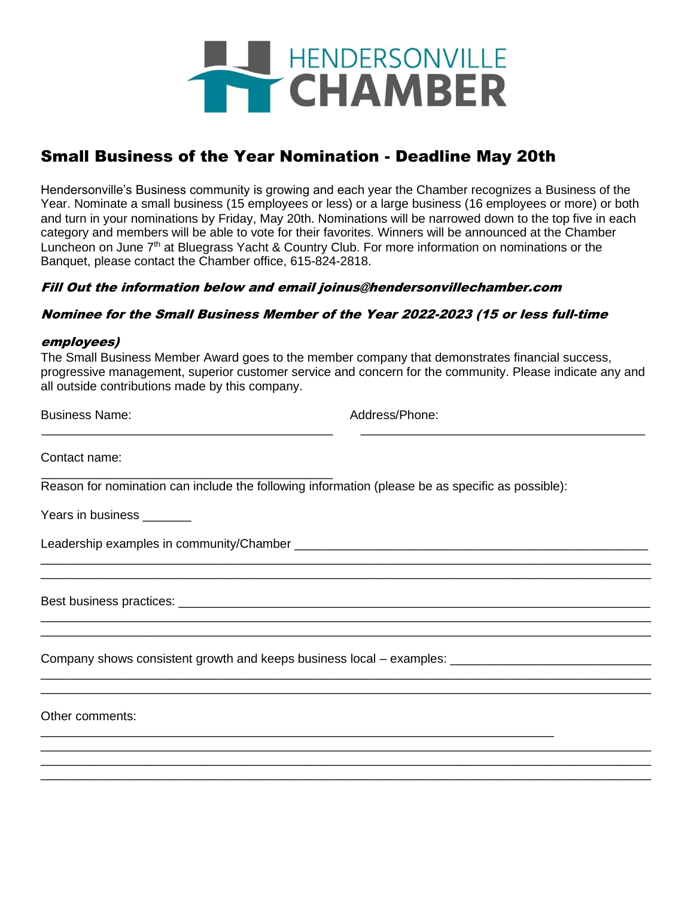HENDERSONVILLE CHAMBER

## Small Business of the Year Nomination - Deadline May 20th

Hendersonville's Business community is growing and each year the Chamber recognizes a Business of the Year. Nominate a small business (15 employees or less) or a large business (16 employees or more) or both and turn in your nominations by Friday, May 20th. Nominations will be narrowed down to the top five in each category and members will be able to vote for their favorites. Winners will be announced at the Chamber Luncheon on June 7th at Bluegrass Yacht & Country Club. For more information on nominations or the Banquet, please contact the Chamber office, 615-824-2818.

***Fill Out the information below and email joinus@hendersonvillechamber.com***

***Nominee for the Small Business Member of the Year 2022-2023 (15 or less full-time employees)***

The Small Business Member Award goes to the member company that demonstrates financial success, progressive management, superior customer service and concern for the community. Please indicate any and all outside contributions made by this company.

Business Name: ___________________________________________

Address/Phone: ___________________________________________

Contact name: ___________________________________________

Reason for nomination can include the following information (please be as specific as possible):

Years in business _______

Leadership examples in community/Chamber ___________________________________________
___________________________________________________________________________
___________________________________________________________________________

Best business practices: ___________________________________________________________
___________________________________________________________________________
___________________________________________________________________________

Company shows consistent growth and keeps business local – examples: _____________________
___________________________________________________________________________
___________________________________________________________________________

Other comments:
___________________________________________________________________________
___________________________________________________________________________
___________________________________________________________________________
___________________________________________________________________________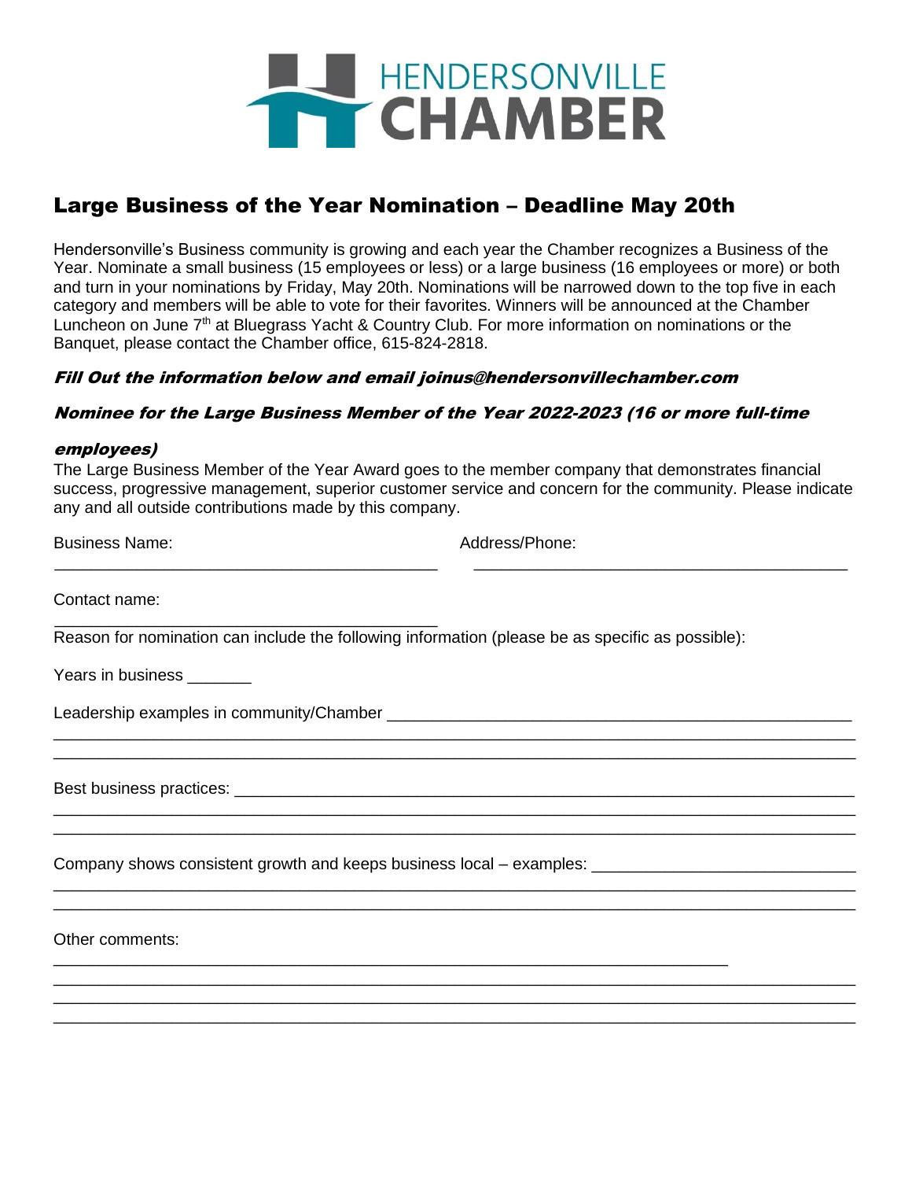HENDERSONVILLE CHAMBER

## Large Business of the Year Nomination – Deadline May 20th

Hendersonville's Business community is growing and each year the Chamber recognizes a Business of the Year. Nominate a small business (15 employees or less) or a large business (16 employees or more) or both and turn in your nominations by Friday, May 20th. Nominations will be narrowed down to the top five in each category and members will be able to vote for their favorites. Winners will be announced at the Chamber Luncheon on June 7th at Bluegrass Yacht & Country Club. For more information on nominations or the Banquet, please contact the Chamber office, 615-824-2818.

***Fill Out the information below and email joinus@hendersonvillechamber.com***

***Nominee for the Large Business Member of the Year 2022-2023 (16 or more full-time employees)***

The Large Business Member of the Year Award goes to the member company that demonstrates financial success, progressive management, superior customer service and concern for the community. Please indicate any and all outside contributions made by this company.

Business Name: ____________________________________________ Address/Phone: ____________________________________________

Contact name: ____________________________________________

Reason for nomination can include the following information (please be as specific as possible):

Years in business _______

Leadership examples in community/Chamber ____________________________________________________
______________________________________________________________________________
______________________________________________________________________________

Best business practices: _______________________________________________________________________
______________________________________________________________________________
______________________________________________________________________________

Company shows consistent growth and keeps business local – examples: ____________________________
______________________________________________________________________________
______________________________________________________________________________

Other comments:
______________________________________________________________________________
______________________________________________________________________________
______________________________________________________________________________
______________________________________________________________________________